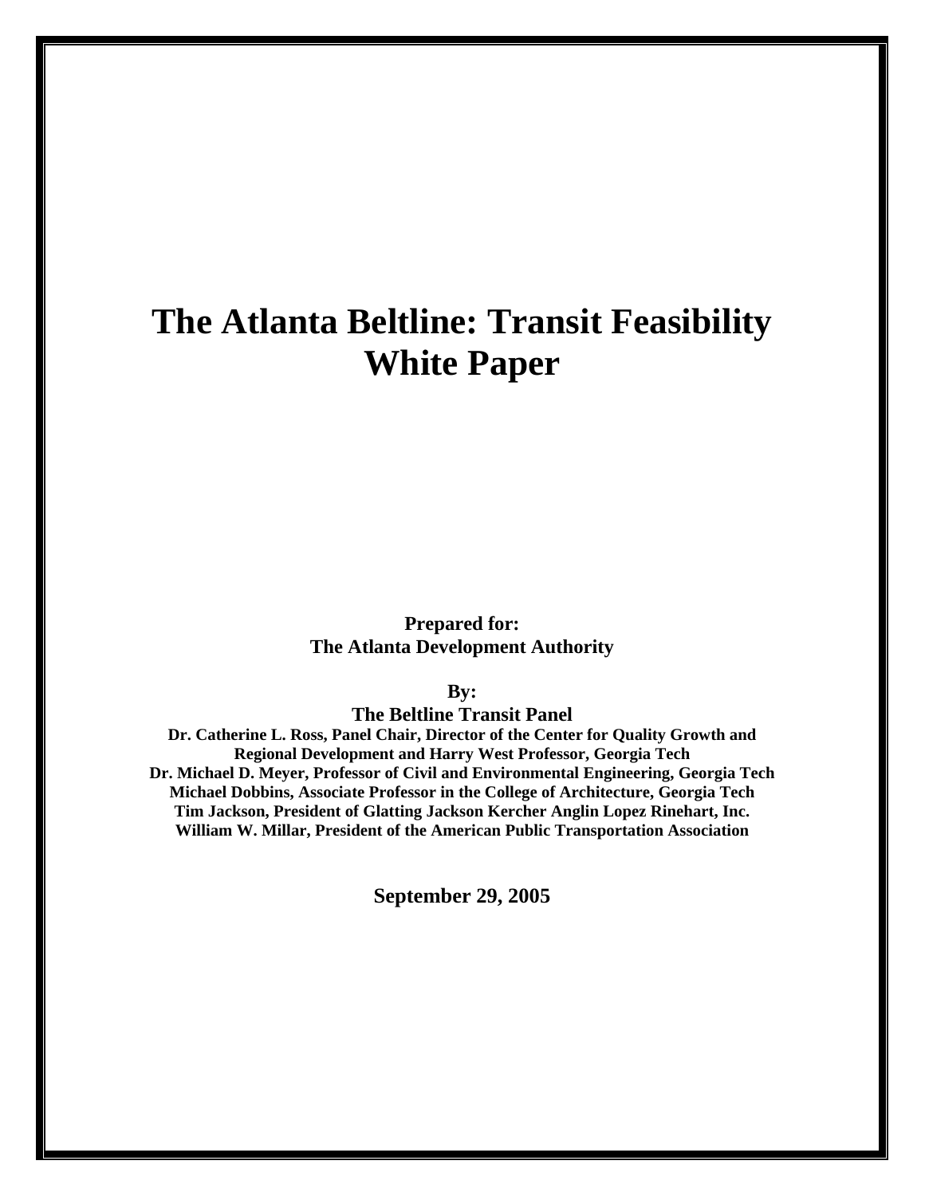# The Atlanta Beltline: Transit Feasibility White Paper

**Prepared for:**
**The Atlanta Development Authority**

**By:**
**The Beltline Transit Panel**
**Dr. Catherine L. Ross, Panel Chair, Director of the Center for Quality Growth and Regional Development and Harry West Professor, Georgia Tech**
**Dr. Michael D. Meyer, Professor of Civil and Environmental Engineering, Georgia Tech**
**Michael Dobbins, Associate Professor in the College of Architecture, Georgia Tech**
**Tim Jackson, President of Glatting Jackson Kercher Anglin Lopez Rinehart, Inc.**
**William W. Millar, President of the American Public Transportation Association**

**September 29, 2005**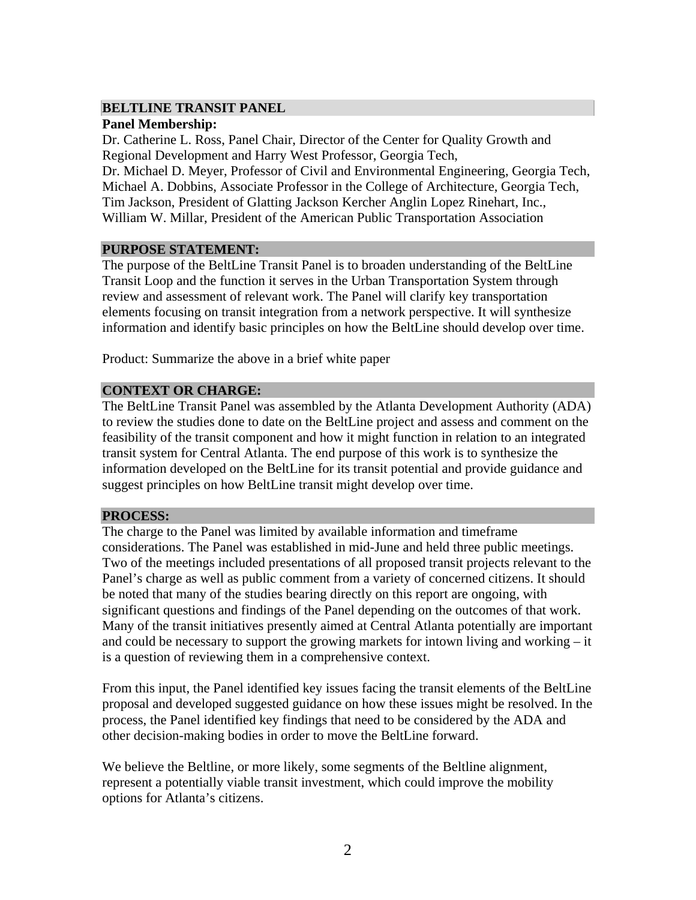## BELTLINE TRANSIT PANEL

**Panel Membership:**

Dr. Catherine L. Ross, Panel Chair, Director of the Center for Quality Growth and Regional Development and Harry West Professor, Georgia Tech,
Dr. Michael D. Meyer, Professor of Civil and Environmental Engineering, Georgia Tech,
Michael A. Dobbins, Associate Professor in the College of Architecture, Georgia Tech,
Tim Jackson, President of Glatting Jackson Kercher Anglin Lopez Rinehart, Inc.,
William W. Millar, President of the American Public Transportation Association

## PURPOSE STATEMENT:

The purpose of the BeltLine Transit Panel is to broaden understanding of the BeltLine Transit Loop and the function it serves in the Urban Transportation System through review and assessment of relevant work. The Panel will clarify key transportation elements focusing on transit integration from a network perspective. It will synthesize information and identify basic principles on how the BeltLine should develop over time.

Product: Summarize the above in a brief white paper

## CONTEXT OR CHARGE:

The BeltLine Transit Panel was assembled by the Atlanta Development Authority (ADA) to review the studies done to date on the BeltLine project and assess and comment on the feasibility of the transit component and how it might function in relation to an integrated transit system for Central Atlanta. The end purpose of this work is to synthesize the information developed on the BeltLine for its transit potential and provide guidance and suggest principles on how BeltLine transit might develop over time.

## PROCESS:

The charge to the Panel was limited by available information and timeframe considerations. The Panel was established in mid-June and held three public meetings. Two of the meetings included presentations of all proposed transit projects relevant to the Panel's charge as well as public comment from a variety of concerned citizens. It should be noted that many of the studies bearing directly on this report are ongoing, with significant questions and findings of the Panel depending on the outcomes of that work. Many of the transit initiatives presently aimed at Central Atlanta potentially are important and could be necessary to support the growing markets for intown living and working – it is a question of reviewing them in a comprehensive context.

From this input, the Panel identified key issues facing the transit elements of the BeltLine proposal and developed suggested guidance on how these issues might be resolved. In the process, the Panel identified key findings that need to be considered by the ADA and other decision-making bodies in order to move the BeltLine forward.

We believe the Beltline, or more likely, some segments of the Beltline alignment, represent a potentially viable transit investment, which could improve the mobility options for Atlanta's citizens.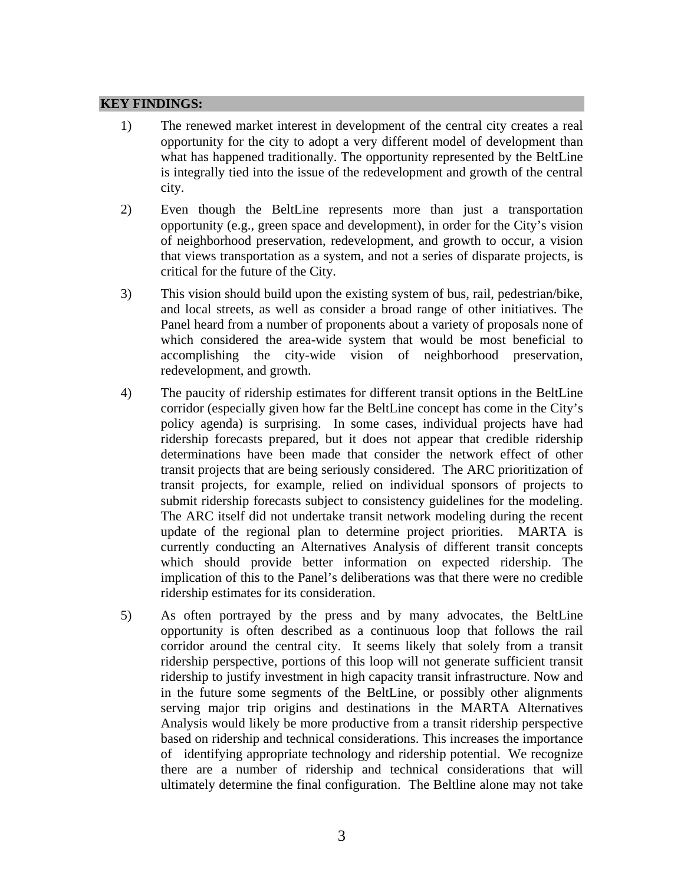**KEY FINDINGS:**

1) The renewed market interest in development of the central city creates a real opportunity for the city to adopt a very different model of development than what has happened traditionally. The opportunity represented by the BeltLine is integrally tied into the issue of the redevelopment and growth of the central city.

2) Even though the BeltLine represents more than just a transportation opportunity (e.g., green space and development), in order for the City's vision of neighborhood preservation, redevelopment, and growth to occur, a vision that views transportation as a system, and not a series of disparate projects, is critical for the future of the City.

3) This vision should build upon the existing system of bus, rail, pedestrian/bike, and local streets, as well as consider a broad range of other initiatives. The Panel heard from a number of proponents about a variety of proposals none of which considered the area-wide system that would be most beneficial to accomplishing the city-wide vision of neighborhood preservation, redevelopment, and growth.

4) The paucity of ridership estimates for different transit options in the BeltLine corridor (especially given how far the BeltLine concept has come in the City's policy agenda) is surprising. In some cases, individual projects have had ridership forecasts prepared, but it does not appear that credible ridership determinations have been made that consider the network effect of other transit projects that are being seriously considered. The ARC prioritization of transit projects, for example, relied on individual sponsors of projects to submit ridership forecasts subject to consistency guidelines for the modeling. The ARC itself did not undertake transit network modeling during the recent update of the regional plan to determine project priorities. MARTA is currently conducting an Alternatives Analysis of different transit concepts which should provide better information on expected ridership. The implication of this to the Panel's deliberations was that there were no credible ridership estimates for its consideration.

5) As often portrayed by the press and by many advocates, the BeltLine opportunity is often described as a continuous loop that follows the rail corridor around the central city. It seems likely that solely from a transit ridership perspective, portions of this loop will not generate sufficient transit ridership to justify investment in high capacity transit infrastructure. Now and in the future some segments of the BeltLine, or possibly other alignments serving major trip origins and destinations in the MARTA Alternatives Analysis would likely be more productive from a transit ridership perspective based on ridership and technical considerations. This increases the importance of identifying appropriate technology and ridership potential. We recognize there are a number of ridership and technical considerations that will ultimately determine the final configuration. The Beltline alone may not take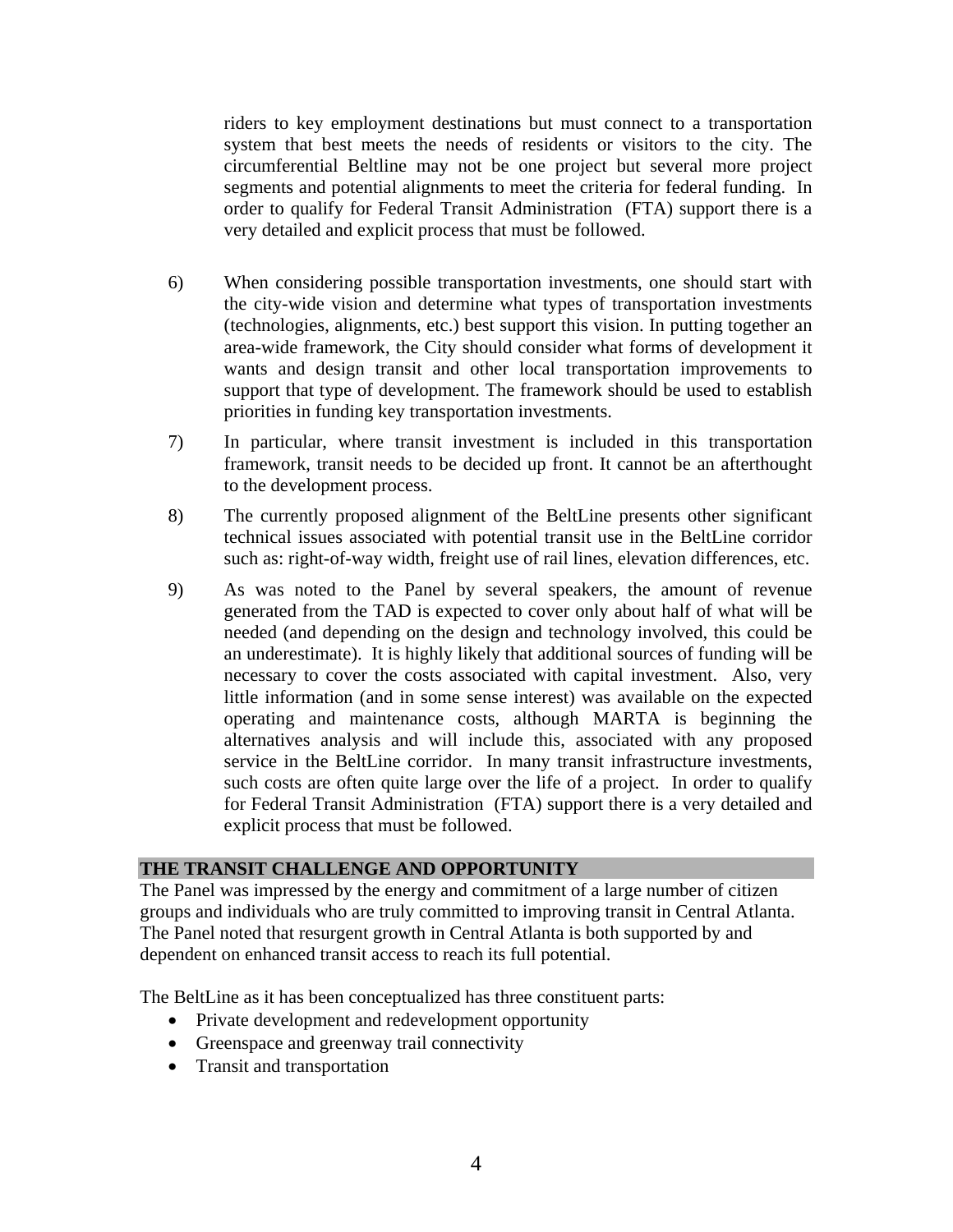riders to key employment destinations but must connect to a transportation system that best meets the needs of residents or visitors to the city. The circumferential Beltline may not be one project but several more project segments and potential alignments to meet the criteria for federal funding. In order to qualify for Federal Transit Administration (FTA) support there is a very detailed and explicit process that must be followed.

6) When considering possible transportation investments, one should start with the city-wide vision and determine what types of transportation investments (technologies, alignments, etc.) best support this vision. In putting together an area-wide framework, the City should consider what forms of development it wants and design transit and other local transportation improvements to support that type of development. The framework should be used to establish priorities in funding key transportation investments.

7) In particular, where transit investment is included in this transportation framework, transit needs to be decided up front. It cannot be an afterthought to the development process.

8) The currently proposed alignment of the BeltLine presents other significant technical issues associated with potential transit use in the BeltLine corridor such as: right-of-way width, freight use of rail lines, elevation differences, etc.

9) As was noted to the Panel by several speakers, the amount of revenue generated from the TAD is expected to cover only about half of what will be needed (and depending on the design and technology involved, this could be an underestimate). It is highly likely that additional sources of funding will be necessary to cover the costs associated with capital investment. Also, very little information (and in some sense interest) was available on the expected operating and maintenance costs, although MARTA is beginning the alternatives analysis and will include this, associated with any proposed service in the BeltLine corridor. In many transit infrastructure investments, such costs are often quite large over the life of a project. In order to qualify for Federal Transit Administration (FTA) support there is a very detailed and explicit process that must be followed.

## THE TRANSIT CHALLENGE AND OPPORTUNITY

The Panel was impressed by the energy and commitment of a large number of citizen groups and individuals who are truly committed to improving transit in Central Atlanta. The Panel noted that resurgent growth in Central Atlanta is both supported by and dependent on enhanced transit access to reach its full potential.

The BeltLine as it has been conceptualized has three constituent parts:

- Private development and redevelopment opportunity
- Greenspace and greenway trail connectivity
- Transit and transportation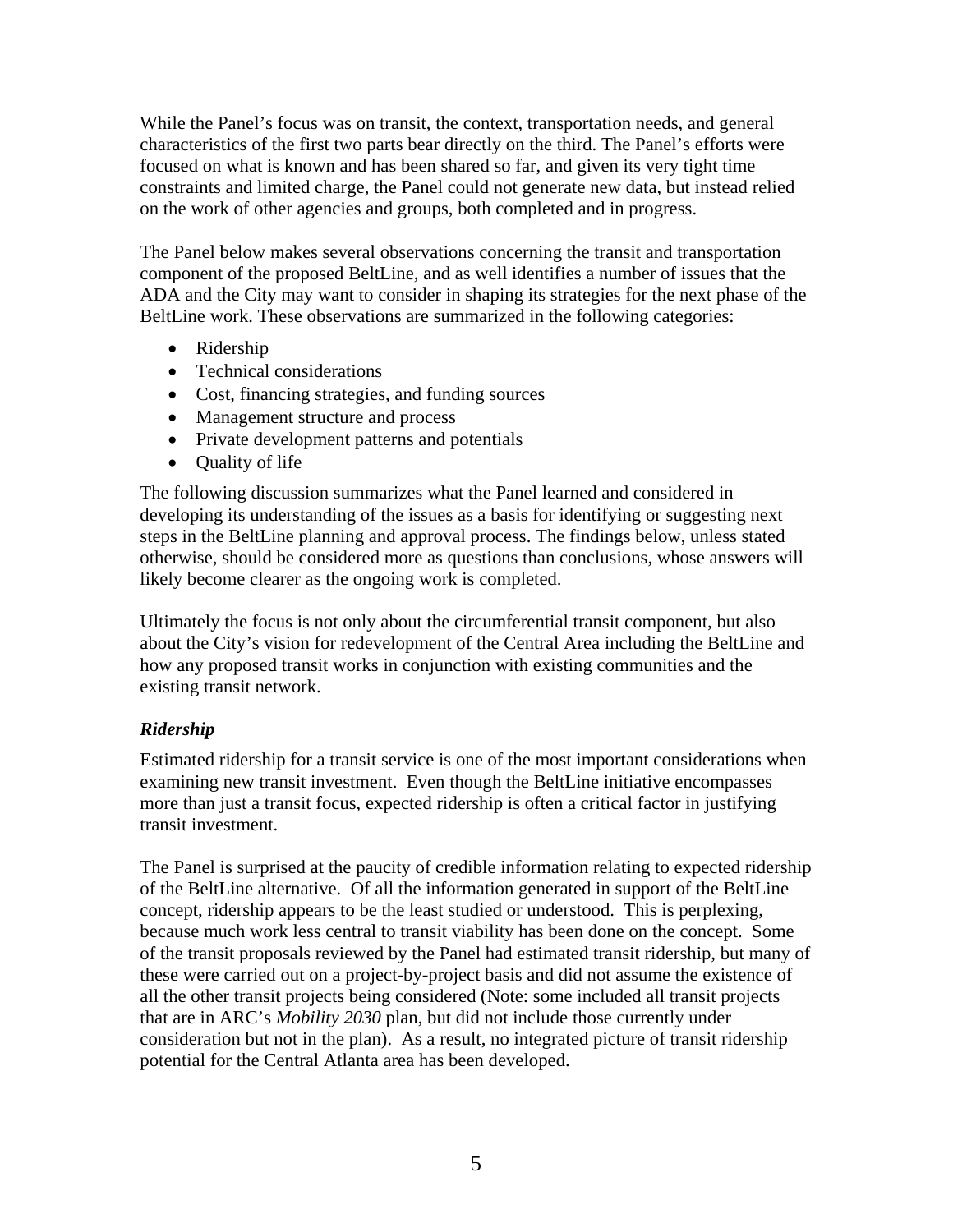While the Panel's focus was on transit, the context, transportation needs, and general characteristics of the first two parts bear directly on the third. The Panel's efforts were focused on what is known and has been shared so far, and given its very tight time constraints and limited charge, the Panel could not generate new data, but instead relied on the work of other agencies and groups, both completed and in progress.

The Panel below makes several observations concerning the transit and transportation component of the proposed BeltLine, and as well identifies a number of issues that the ADA and the City may want to consider in shaping its strategies for the next phase of the BeltLine work. These observations are summarized in the following categories:

- Ridership
- Technical considerations
- Cost, financing strategies, and funding sources
- Management structure and process
- Private development patterns and potentials
- Quality of life

The following discussion summarizes what the Panel learned and considered in developing its understanding of the issues as a basis for identifying or suggesting next steps in the BeltLine planning and approval process. The findings below, unless stated otherwise, should be considered more as questions than conclusions, whose answers will likely become clearer as the ongoing work is completed.

Ultimately the focus is not only about the circumferential transit component, but also about the City's vision for redevelopment of the Central Area including the BeltLine and how any proposed transit works in conjunction with existing communities and the existing transit network.

### *Ridership*

Estimated ridership for a transit service is one of the most important considerations when examining new transit investment. Even though the BeltLine initiative encompasses more than just a transit focus, expected ridership is often a critical factor in justifying transit investment.

The Panel is surprised at the paucity of credible information relating to expected ridership of the BeltLine alternative. Of all the information generated in support of the BeltLine concept, ridership appears to be the least studied or understood. This is perplexing, because much work less central to transit viability has been done on the concept. Some of the transit proposals reviewed by the Panel had estimated transit ridership, but many of these were carried out on a project-by-project basis and did not assume the existence of all the other transit projects being considered (Note: some included all transit projects that are in ARC's *Mobility 2030* plan, but did not include those currently under consideration but not in the plan). As a result, no integrated picture of transit ridership potential for the Central Atlanta area has been developed.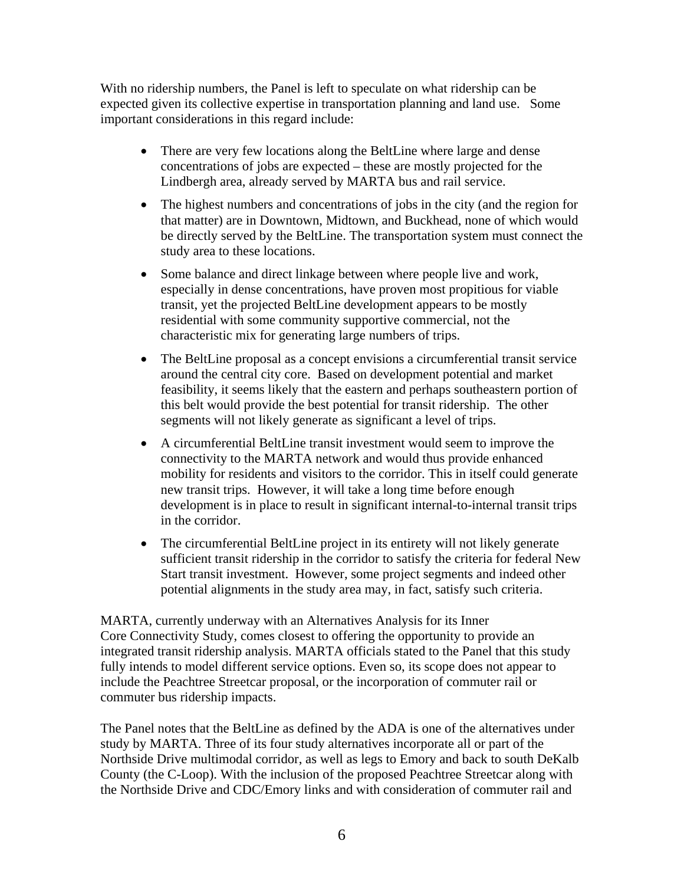With no ridership numbers, the Panel is left to speculate on what ridership can be expected given its collective expertise in transportation planning and land use. Some important considerations in this regard include:

- There are very few locations along the BeltLine where large and dense concentrations of jobs are expected – these are mostly projected for the Lindbergh area, already served by MARTA bus and rail service.
- The highest numbers and concentrations of jobs in the city (and the region for that matter) are in Downtown, Midtown, and Buckhead, none of which would be directly served by the BeltLine. The transportation system must connect the study area to these locations.
- Some balance and direct linkage between where people live and work, especially in dense concentrations, have proven most propitious for viable transit, yet the projected BeltLine development appears to be mostly residential with some community supportive commercial, not the characteristic mix for generating large numbers of trips.
- The BeltLine proposal as a concept envisions a circumferential transit service around the central city core. Based on development potential and market feasibility, it seems likely that the eastern and perhaps southeastern portion of this belt would provide the best potential for transit ridership. The other segments will not likely generate as significant a level of trips.
- A circumferential BeltLine transit investment would seem to improve the connectivity to the MARTA network and would thus provide enhanced mobility for residents and visitors to the corridor. This in itself could generate new transit trips. However, it will take a long time before enough development is in place to result in significant internal-to-internal transit trips in the corridor.
- The circumferential BeltLine project in its entirety will not likely generate sufficient transit ridership in the corridor to satisfy the criteria for federal New Start transit investment. However, some project segments and indeed other potential alignments in the study area may, in fact, satisfy such criteria.

MARTA, currently underway with an Alternatives Analysis for its Inner Core Connectivity Study, comes closest to offering the opportunity to provide an integrated transit ridership analysis. MARTA officials stated to the Panel that this study fully intends to model different service options. Even so, its scope does not appear to include the Peachtree Streetcar proposal, or the incorporation of commuter rail or commuter bus ridership impacts.

The Panel notes that the BeltLine as defined by the ADA is one of the alternatives under study by MARTA. Three of its four study alternatives incorporate all or part of the Northside Drive multimodal corridor, as well as legs to Emory and back to south DeKalb County (the C-Loop). With the inclusion of the proposed Peachtree Streetcar along with the Northside Drive and CDC/Emory links and with consideration of commuter rail and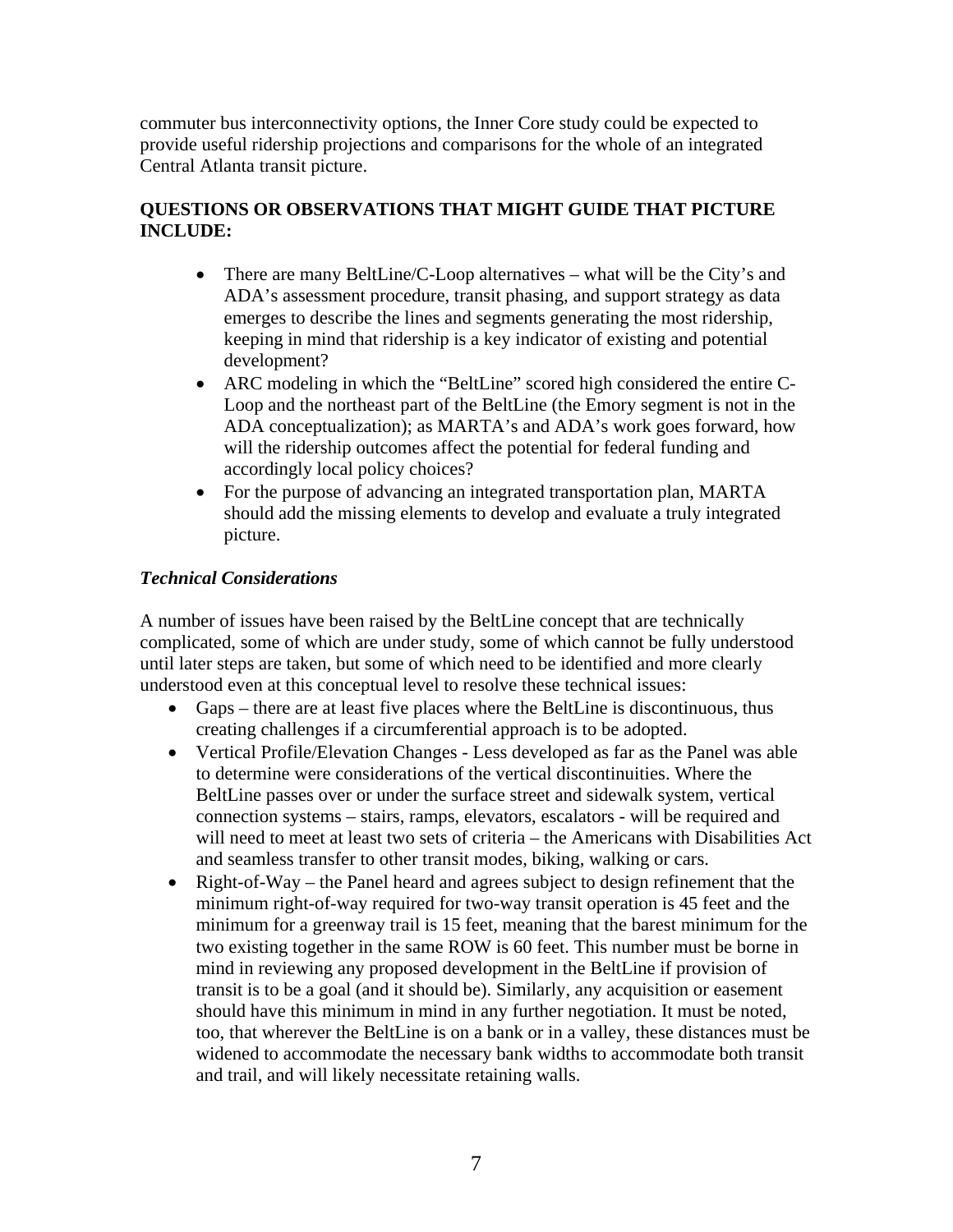commuter bus interconnectivity options, the Inner Core study could be expected to provide useful ridership projections and comparisons for the whole of an integrated Central Atlanta transit picture.

**QUESTIONS OR OBSERVATIONS THAT MIGHT GUIDE THAT PICTURE INCLUDE:**

- There are many BeltLine/C-Loop alternatives – what will be the City's and ADA's assessment procedure, transit phasing, and support strategy as data emerges to describe the lines and segments generating the most ridership, keeping in mind that ridership is a key indicator of existing and potential development?
- ARC modeling in which the "BeltLine" scored high considered the entire C-Loop and the northeast part of the BeltLine (the Emory segment is not in the ADA conceptualization); as MARTA's and ADA's work goes forward, how will the ridership outcomes affect the potential for federal funding and accordingly local policy choices?
- For the purpose of advancing an integrated transportation plan, MARTA should add the missing elements to develop and evaluate a truly integrated picture.

***Technical Considerations***

A number of issues have been raised by the BeltLine concept that are technically complicated, some of which are under study, some of which cannot be fully understood until later steps are taken, but some of which need to be identified and more clearly understood even at this conceptual level to resolve these technical issues:

- Gaps – there are at least five places where the BeltLine is discontinuous, thus creating challenges if a circumferential approach is to be adopted.
- Vertical Profile/Elevation Changes - Less developed as far as the Panel was able to determine were considerations of the vertical discontinuities. Where the BeltLine passes over or under the surface street and sidewalk system, vertical connection systems – stairs, ramps, elevators, escalators - will be required and will need to meet at least two sets of criteria – the Americans with Disabilities Act and seamless transfer to other transit modes, biking, walking or cars.
- Right-of-Way – the Panel heard and agrees subject to design refinement that the minimum right-of-way required for two-way transit operation is 45 feet and the minimum for a greenway trail is 15 feet, meaning that the barest minimum for the two existing together in the same ROW is 60 feet. This number must be borne in mind in reviewing any proposed development in the BeltLine if provision of transit is to be a goal (and it should be). Similarly, any acquisition or easement should have this minimum in mind in any further negotiation. It must be noted, too, that wherever the BeltLine is on a bank or in a valley, these distances must be widened to accommodate the necessary bank widths to accommodate both transit and trail, and will likely necessitate retaining walls.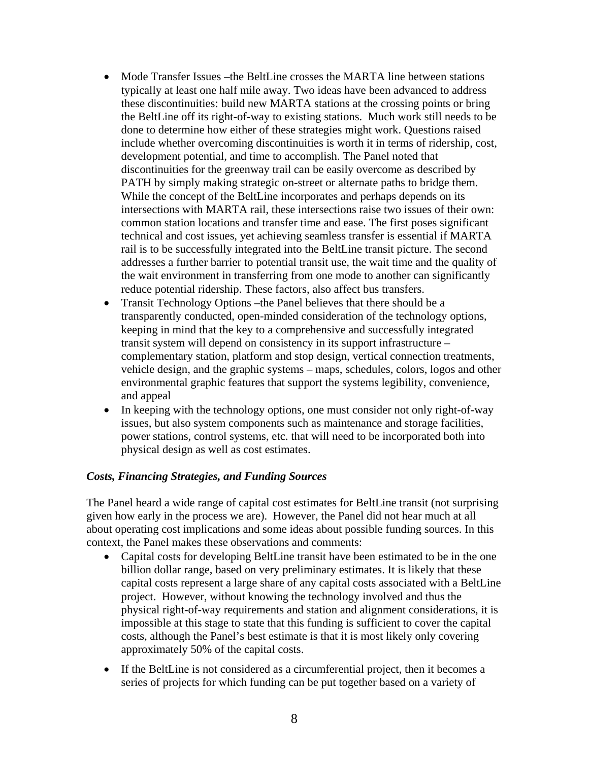- Mode Transfer Issues –the BeltLine crosses the MARTA line between stations typically at least one half mile away. Two ideas have been advanced to address these discontinuities: build new MARTA stations at the crossing points or bring the BeltLine off its right-of-way to existing stations. Much work still needs to be done to determine how either of these strategies might work. Questions raised include whether overcoming discontinuities is worth it in terms of ridership, cost, development potential, and time to accomplish. The Panel noted that discontinuities for the greenway trail can be easily overcome as described by PATH by simply making strategic on-street or alternate paths to bridge them. While the concept of the BeltLine incorporates and perhaps depends on its intersections with MARTA rail, these intersections raise two issues of their own: common station locations and transfer time and ease. The first poses significant technical and cost issues, yet achieving seamless transfer is essential if MARTA rail is to be successfully integrated into the BeltLine transit picture. The second addresses a further barrier to potential transit use, the wait time and the quality of the wait environment in transferring from one mode to another can significantly reduce potential ridership. These factors, also affect bus transfers.
- Transit Technology Options –the Panel believes that there should be a transparently conducted, open-minded consideration of the technology options, keeping in mind that the key to a comprehensive and successfully integrated transit system will depend on consistency in its support infrastructure – complementary station, platform and stop design, vertical connection treatments, vehicle design, and the graphic systems – maps, schedules, colors, logos and other environmental graphic features that support the systems legibility, convenience, and appeal
- In keeping with the technology options, one must consider not only right-of-way issues, but also system components such as maintenance and storage facilities, power stations, control systems, etc. that will need to be incorporated both into physical design as well as cost estimates.

### *Costs, Financing Strategies, and Funding Sources*

The Panel heard a wide range of capital cost estimates for BeltLine transit (not surprising given how early in the process we are). However, the Panel did not hear much at all about operating cost implications and some ideas about possible funding sources. In this context, the Panel makes these observations and comments:

- Capital costs for developing BeltLine transit have been estimated to be in the one billion dollar range, based on very preliminary estimates. It is likely that these capital costs represent a large share of any capital costs associated with a BeltLine project. However, without knowing the technology involved and thus the physical right-of-way requirements and station and alignment considerations, it is impossible at this stage to state that this funding is sufficient to cover the capital costs, although the Panel's best estimate is that it is most likely only covering approximately 50% of the capital costs.
- If the BeltLine is not considered as a circumferential project, then it becomes a series of projects for which funding can be put together based on a variety of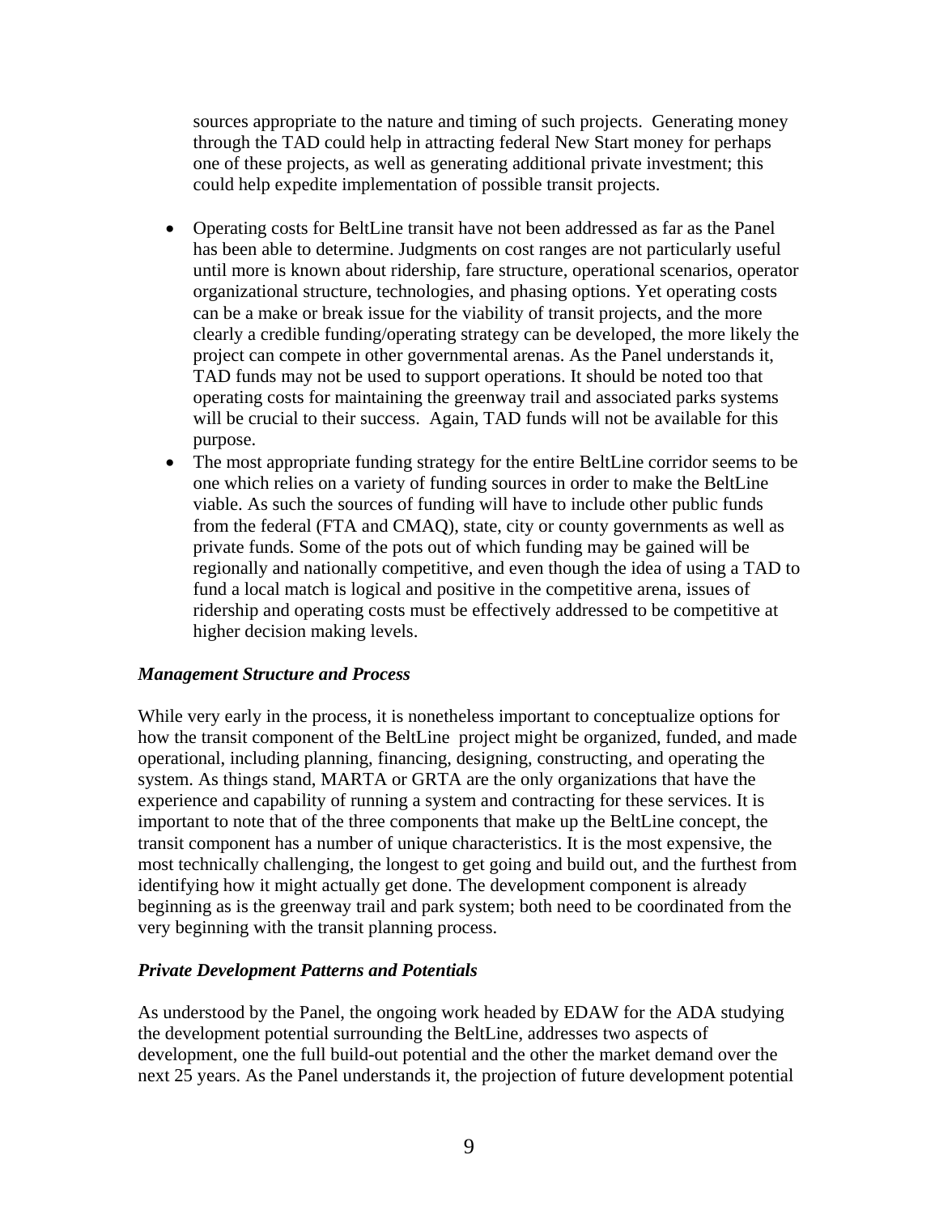sources appropriate to the nature and timing of such projects. Generating money through the TAD could help in attracting federal New Start money for perhaps one of these projects, as well as generating additional private investment; this could help expedite implementation of possible transit projects.

- Operating costs for BeltLine transit have not been addressed as far as the Panel has been able to determine. Judgments on cost ranges are not particularly useful until more is known about ridership, fare structure, operational scenarios, operator organizational structure, technologies, and phasing options. Yet operating costs can be a make or break issue for the viability of transit projects, and the more clearly a credible funding/operating strategy can be developed, the more likely the project can compete in other governmental arenas. As the Panel understands it, TAD funds may not be used to support operations. It should be noted too that operating costs for maintaining the greenway trail and associated parks systems will be crucial to their success. Again, TAD funds will not be available for this purpose.
- The most appropriate funding strategy for the entire BeltLine corridor seems to be one which relies on a variety of funding sources in order to make the BeltLine viable. As such the sources of funding will have to include other public funds from the federal (FTA and CMAQ), state, city or county governments as well as private funds. Some of the pots out of which funding may be gained will be regionally and nationally competitive, and even though the idea of using a TAD to fund a local match is logical and positive in the competitive arena, issues of ridership and operating costs must be effectively addressed to be competitive at higher decision making levels.

***Management Structure and Process***

While very early in the process, it is nonetheless important to conceptualize options for how the transit component of the BeltLine project might be organized, funded, and made operational, including planning, financing, designing, constructing, and operating the system. As things stand, MARTA or GRTA are the only organizations that have the experience and capability of running a system and contracting for these services. It is important to note that of the three components that make up the BeltLine concept, the transit component has a number of unique characteristics. It is the most expensive, the most technically challenging, the longest to get going and build out, and the furthest from identifying how it might actually get done. The development component is already beginning as is the greenway trail and park system; both need to be coordinated from the very beginning with the transit planning process.

***Private Development Patterns and Potentials***

As understood by the Panel, the ongoing work headed by EDAW for the ADA studying the development potential surrounding the BeltLine, addresses two aspects of development, one the full build-out potential and the other the market demand over the next 25 years. As the Panel understands it, the projection of future development potential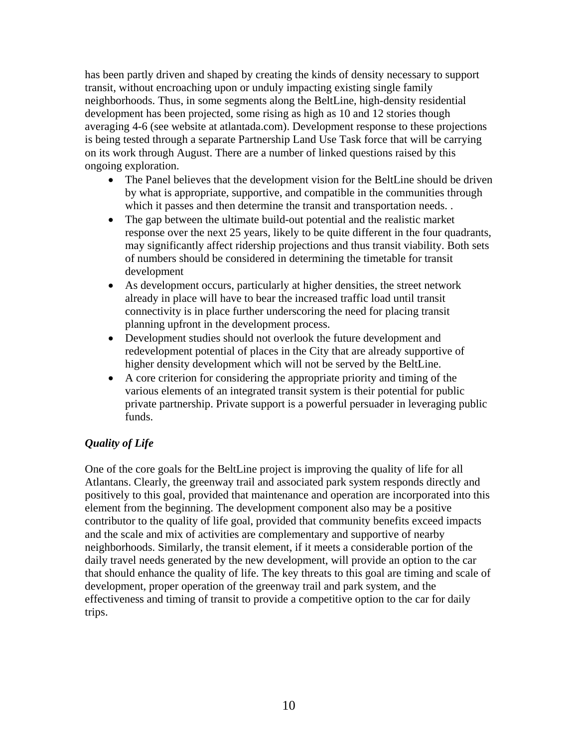has been partly driven and shaped by creating the kinds of density necessary to support transit, without encroaching upon or unduly impacting existing single family neighborhoods. Thus, in some segments along the BeltLine, high-density residential development has been projected, some rising as high as 10 and 12 stories though averaging 4-6 (see website at atlantada.com). Development response to these projections is being tested through a separate Partnership Land Use Task force that will be carrying on its work through August. There are a number of linked questions raised by this ongoing exploration.

- The Panel believes that the development vision for the BeltLine should be driven by what is appropriate, supportive, and compatible in the communities through which it passes and then determine the transit and transportation needs. .
- The gap between the ultimate build-out potential and the realistic market response over the next 25 years, likely to be quite different in the four quadrants, may significantly affect ridership projections and thus transit viability. Both sets of numbers should be considered in determining the timetable for transit development
- As development occurs, particularly at higher densities, the street network already in place will have to bear the increased traffic load until transit connectivity is in place further underscoring the need for placing transit planning upfront in the development process.
- Development studies should not overlook the future development and redevelopment potential of places in the City that are already supportive of higher density development which will not be served by the BeltLine.
- A core criterion for considering the appropriate priority and timing of the various elements of an integrated transit system is their potential for public private partnership. Private support is a powerful persuader in leveraging public funds.

***Quality of Life***

One of the core goals for the BeltLine project is improving the quality of life for all Atlantans. Clearly, the greenway trail and associated park system responds directly and positively to this goal, provided that maintenance and operation are incorporated into this element from the beginning. The development component also may be a positive contributor to the quality of life goal, provided that community benefits exceed impacts and the scale and mix of activities are complementary and supportive of nearby neighborhoods. Similarly, the transit element, if it meets a considerable portion of the daily travel needs generated by the new development, will provide an option to the car that should enhance the quality of life. The key threats to this goal are timing and scale of development, proper operation of the greenway trail and park system, and the effectiveness and timing of transit to provide a competitive option to the car for daily trips.